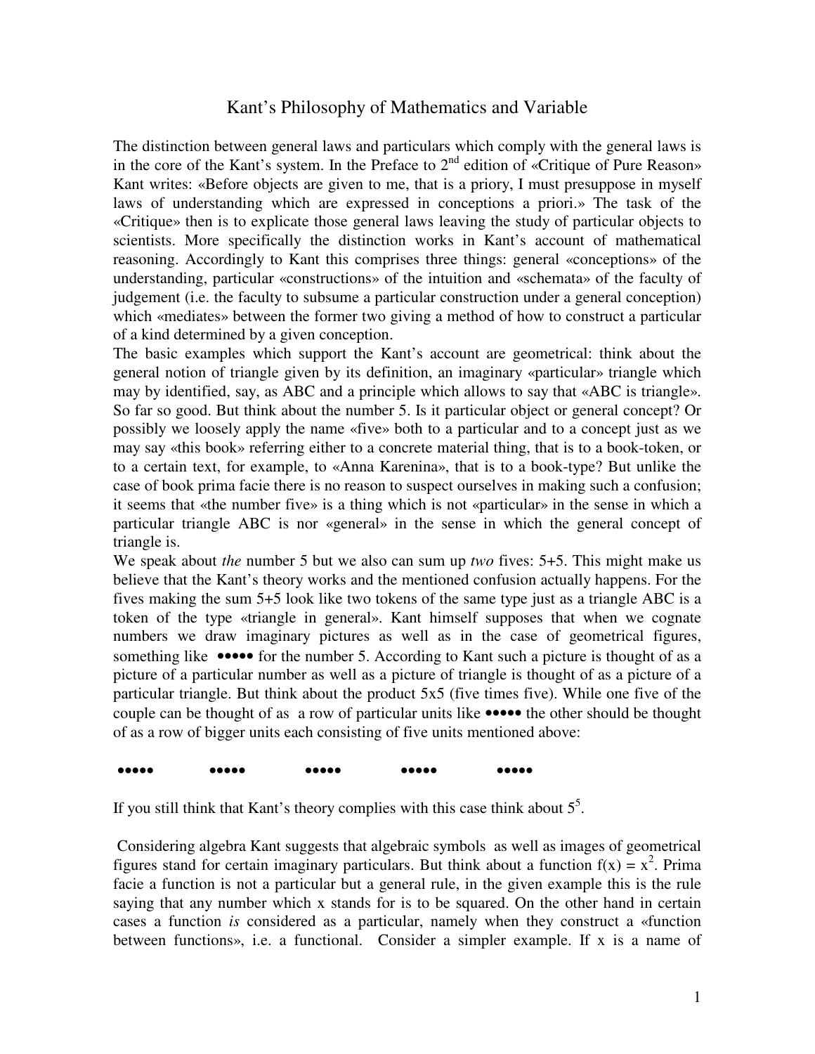# Kant's Philosophy of Mathematics and Variable

The distinction between general laws and particulars which comply with the general laws is in the core of the Kant's system. In the Preface to 2nd edition of «Critique of Pure Reason» Kant writes: «Before objects are given to me, that is a priory, I must presuppose in myself laws of understanding which are expressed in conceptions a priori.» The task of the «Critique» then is to explicate those general laws leaving the study of particular objects to scientists. More specifically the distinction works in Kant's account of mathematical reasoning. Accordingly to Kant this comprises three things: general «conceptions» of the understanding, particular «constructions» of the intuition and «schemata» of the faculty of judgement (i.e. the faculty to subsume a particular construction under a general conception) which «mediates» between the former two giving a method of how to construct a particular of a kind determined by a given conception.

The basic examples which support the Kant's account are geometrical: think about the general notion of triangle given by its definition, an imaginary «particular» triangle which may by identified, say, as ABC and a principle which allows to say that «ABC is triangle». So far so good. But think about the number 5. Is it particular object or general concept? Or possibly we loosely apply the name «five» both to a particular and to a concept just as we may say «this book» referring either to a concrete material thing, that is to a book-token, or to a certain text, for example, to «Anna Karenina», that is to a book-type? But unlike the case of book prima facie there is no reason to suspect ourselves in making such a confusion; it seems that «the number five» is a thing which is not «particular» in the sense in which a particular triangle ABC is nor «general» in the sense in which the general concept of triangle is.

We speak about *the* number 5 but we also can sum up *two* fives: 5+5. This might make us believe that the Kant's theory works and the mentioned confusion actually happens. For the fives making the sum 5+5 look like two tokens of the same type just as a triangle ABC is a token of the type «triangle in general». Kant himself supposes that when we cognate numbers we draw imaginary pictures as well as in the case of geometrical figures, something like ••••• for the number 5. According to Kant such a picture is thought of as a picture of a particular number as well as a picture of triangle is thought of as a picture of a particular triangle. But think about the product 5x5 (five times five). While one five of the couple can be thought of as a row of particular units like ••••• the other should be thought of as a row of bigger units each consisting of five units mentioned above:

••••• ••••• ••••• ••••• •••••

If you still think that Kant's theory complies with this case think about $5^5$.

Considering algebra Kant suggests that algebraic symbols as well as images of geometrical figures stand for certain imaginary particulars. But think about a function $f(x) = x^2$. Prima facie a function is not a particular but a general rule, in the given example this is the rule saying that any number which x stands for is to be squared. On the other hand in certain cases a function *is* considered as a particular, namely when they construct a «function between functions», i.e. a functional. Consider a simpler example. If x is a name of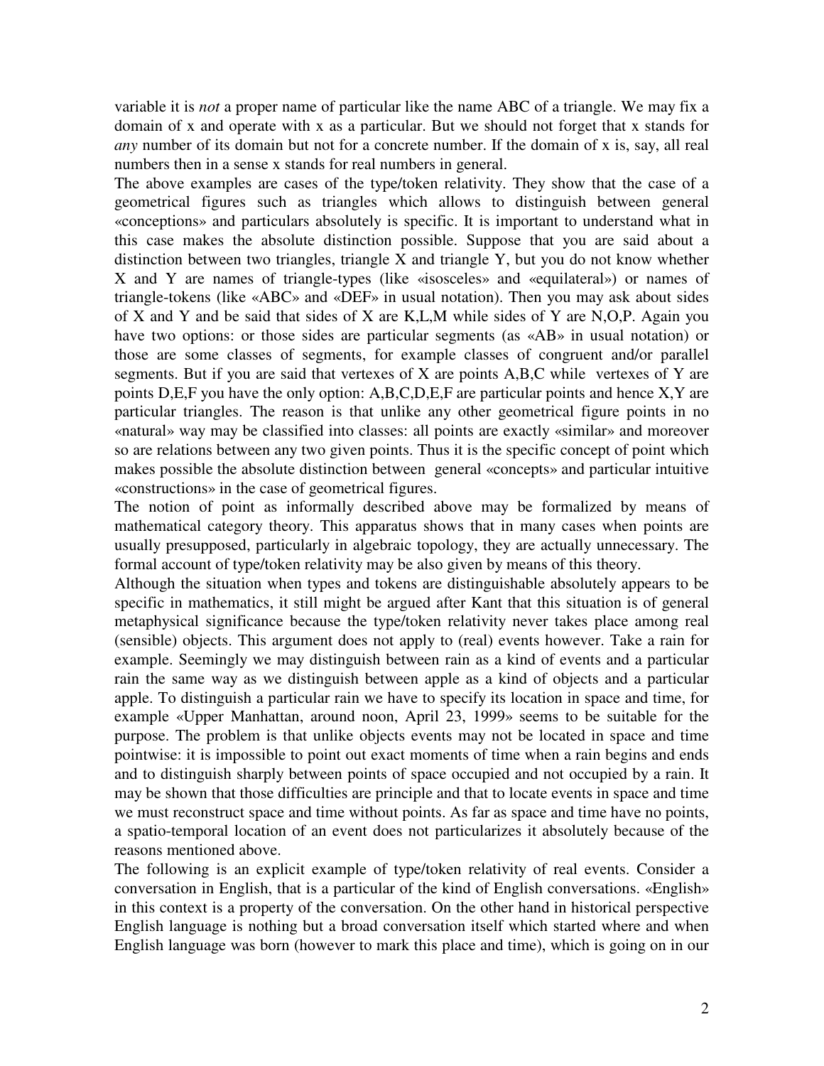variable it is *not* a proper name of particular like the name ABC of a triangle. We may fix a domain of x and operate with x as a particular. But we should not forget that x stands for *any* number of its domain but not for a concrete number. If the domain of x is, say, all real numbers then in a sense x stands for real numbers in general.

The above examples are cases of the type/token relativity. They show that the case of a geometrical figures such as triangles which allows to distinguish between general «conceptions» and particulars absolutely is specific. It is important to understand what in this case makes the absolute distinction possible. Suppose that you are said about a distinction between two triangles, triangle X and triangle Y, but you do not know whether X and Y are names of triangle-types (like «isosceles» and «equilateral») or names of triangle-tokens (like «ABC» and «DEF» in usual notation). Then you may ask about sides of X and Y and be said that sides of X are K,L,M while sides of Y are N,O,P. Again you have two options: or those sides are particular segments (as «AB» in usual notation) or those are some classes of segments, for example classes of congruent and/or parallel segments. But if you are said that vertexes of X are points A,B,C while vertexes of Y are points D,E,F you have the only option: A,B,C,D,E,F are particular points and hence X,Y are particular triangles. The reason is that unlike any other geometrical figure points in no «natural» way may be classified into classes: all points are exactly «similar» and moreover so are relations between any two given points. Thus it is the specific concept of point which makes possible the absolute distinction between general «concepts» and particular intuitive «constructions» in the case of geometrical figures.

The notion of point as informally described above may be formalized by means of mathematical category theory. This apparatus shows that in many cases when points are usually presupposed, particularly in algebraic topology, they are actually unnecessary. The formal account of type/token relativity may be also given by means of this theory.

Although the situation when types and tokens are distinguishable absolutely appears to be specific in mathematics, it still might be argued after Kant that this situation is of general metaphysical significance because the type/token relativity never takes place among real (sensible) objects. This argument does not apply to (real) events however. Take a rain for example. Seemingly we may distinguish between rain as a kind of events and a particular rain the same way as we distinguish between apple as a kind of objects and a particular apple. To distinguish a particular rain we have to specify its location in space and time, for example «Upper Manhattan, around noon, April 23, 1999» seems to be suitable for the purpose. The problem is that unlike objects events may not be located in space and time pointwise: it is impossible to point out exact moments of time when a rain begins and ends and to distinguish sharply between points of space occupied and not occupied by a rain. It may be shown that those difficulties are principle and that to locate events in space and time we must reconstruct space and time without points. As far as space and time have no points, a spatio-temporal location of an event does not particularizes it absolutely because of the reasons mentioned above.

The following is an explicit example of type/token relativity of real events. Consider a conversation in English, that is a particular of the kind of English conversations. «English» in this context is a property of the conversation. On the other hand in historical perspective English language is nothing but a broad conversation itself which started where and when English language was born (however to mark this place and time), which is going on in our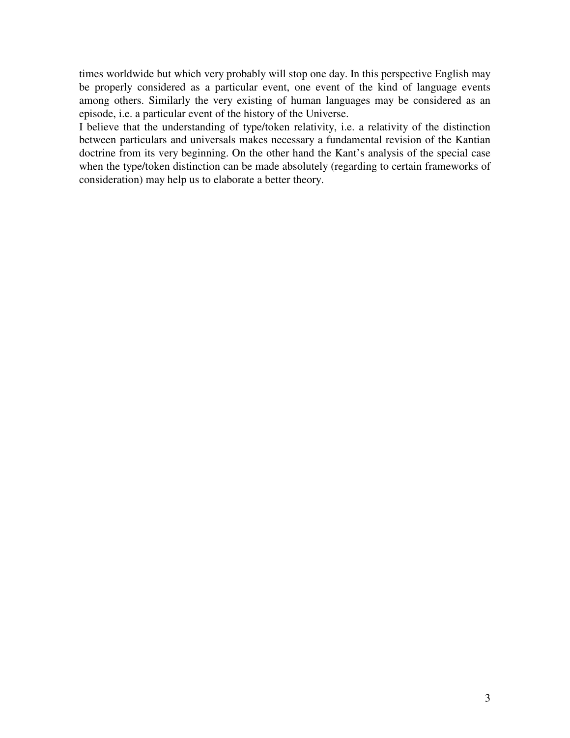times worldwide but which very probably will stop one day. In this perspective English may be properly considered as a particular event, one event of the kind of language events among others. Similarly the very existing of human languages may be considered as an episode, i.e. a particular event of the history of the Universe.

I believe that the understanding of type/token relativity, i.e. a relativity of the distinction between particulars and universals makes necessary a fundamental revision of the Kantian doctrine from its very beginning. On the other hand the Kant's analysis of the special case when the type/token distinction can be made absolutely (regarding to certain frameworks of consideration) may help us to elaborate a better theory.